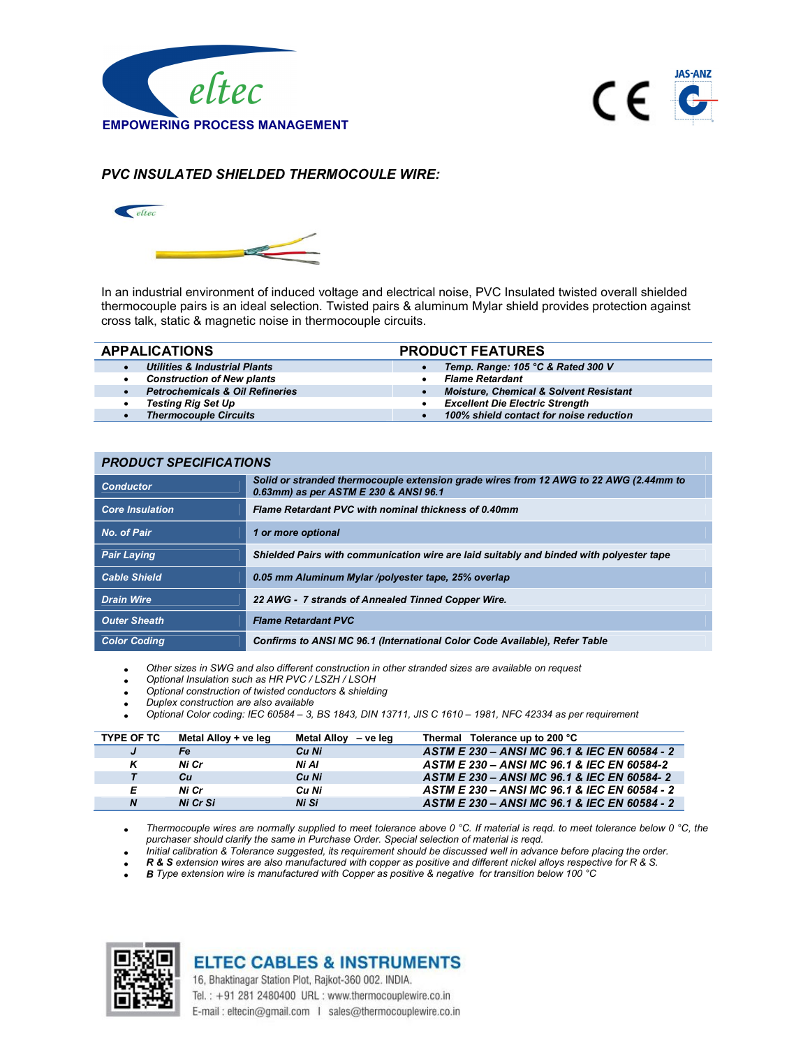eltec

EMPOWERING PROCESS MANAGEMENT

## *PVC INSULATED SHIELDED THERMOCOULE WIRE:*

In an industrial environment of induced voltage and electrical noise, PVC Insulated twisted overall shielded thermocouple pairs is an ideal selection. Twisted pairs & aluminum Mylar shield provides protection against cross talk, static & magnetic noise in thermocouple circuits.

| APPALICATIONS | PRODUCT FEATURES |
|---|---|
| • ***Utilities & Industrial Plants*** | • ***Temp. Range: 105 °C & Rated 300 V*** |
| • ***Construction of New plants*** | • ***Flame Retardant*** |
| • ***Petrochemicals & Oil Refineries*** | • ***Moisture, Chemical & Solvent Resistant*** |
| • ***Testing Rig Set Up*** | • ***Excellent Die Electric Strength*** |
| • ***Thermocouple Circuits*** | • ***100% shield contact for noise reduction*** |

## *PRODUCT SPECIFICATIONS*

| | |
|---|---|
| ***Conductor*** | ***Solid or stranded thermocouple extension grade wires from 12 AWG to 22 AWG (2.44mm to 0.63mm) as per ASTM E 230 & ANSI 96.1*** |
| ***Core Insulation*** | ***Flame Retardant PVC with nominal thickness of 0.40mm*** |
| ***No. of Pair*** | ***1 or more optional*** |
| ***Pair Laying*** | ***Shielded Pairs with communication wire are laid suitably and binded with polyester tape*** |
| ***Cable Shield*** | ***0.05 mm Aluminum Mylar /polyester tape, 25% overlap*** |
| ***Drain Wire*** | ***22 AWG - 7 strands of Annealed Tinned Copper Wire.*** |
| ***Outer Sheath*** | ***Flame Retardant PVC*** |
| ***Color Coding*** | ***Confirms to ANSI MC 96.1 (International Color Code Available), Refer Table*** |

- *Other sizes in SWG and also different construction in other stranded sizes are available on request*
- *Optional Insulation such as HR PVC / LSZH / LSOH*
- *Optional construction of twisted conductors & shielding*
- *Duplex construction are also available*
- *Optional Color coding: IEC 60584 – 3, BS 1843, DIN 13711, JIS C 1610 – 1981, NFC 42334 as per requirement*

| TYPE OF TC | Metal Alloy + ve leg | Metal Alloy – ve leg | Thermal Tolerance up to 200 °C |
|---|---|---|---|
| ***J*** | ***Fe*** | ***Cu Ni*** | ***ASTM E 230 – ANSI MC 96.1 & IEC EN 60584 - 2*** |
| ***K*** | ***Ni Cr*** | ***Ni Al*** | ***ASTM E 230 – ANSI MC 96.1 & IEC EN 60584-2*** |
| ***T*** | ***Cu*** | ***Cu Ni*** | ***ASTM E 230 – ANSI MC 96.1 & IEC EN 60584- 2*** |
| ***E*** | ***Ni Cr*** | ***Cu Ni*** | ***ASTM E 230 – ANSI MC 96.1 & IEC EN 60584 - 2*** |
| ***N*** | ***Ni Cr Si*** | ***Ni Si*** | ***ASTM E 230 – ANSI MC 96.1 & IEC EN 60584 - 2*** |

- *Thermocouple wires are normally supplied to meet tolerance above 0 °C. If material is reqd. to meet tolerance below 0 °C, the purchaser should clarify the same in Purchase Order. Special selection of material is reqd.*
- *Initial calibration & Tolerance suggested, its requirement should be discussed well in advance before placing the order.*
- ***R & S*** *extension wires are also manufactured with copper as positive and different nickel alloys respective for R & S.*
- ***B*** *Type extension wire is manufactured with Copper as positive & negative for transition below 100 °C*

**ELTEC CABLES & INSTRUMENTS**

16, Bhaktinagar Station Plot, Rajkot-360 002. INDIA.

Tel. : +91 281 2480400 URL : www.thermocouplewire.co.in

E-mail : eltecin@gmail.com | sales@thermocouplewire.co.in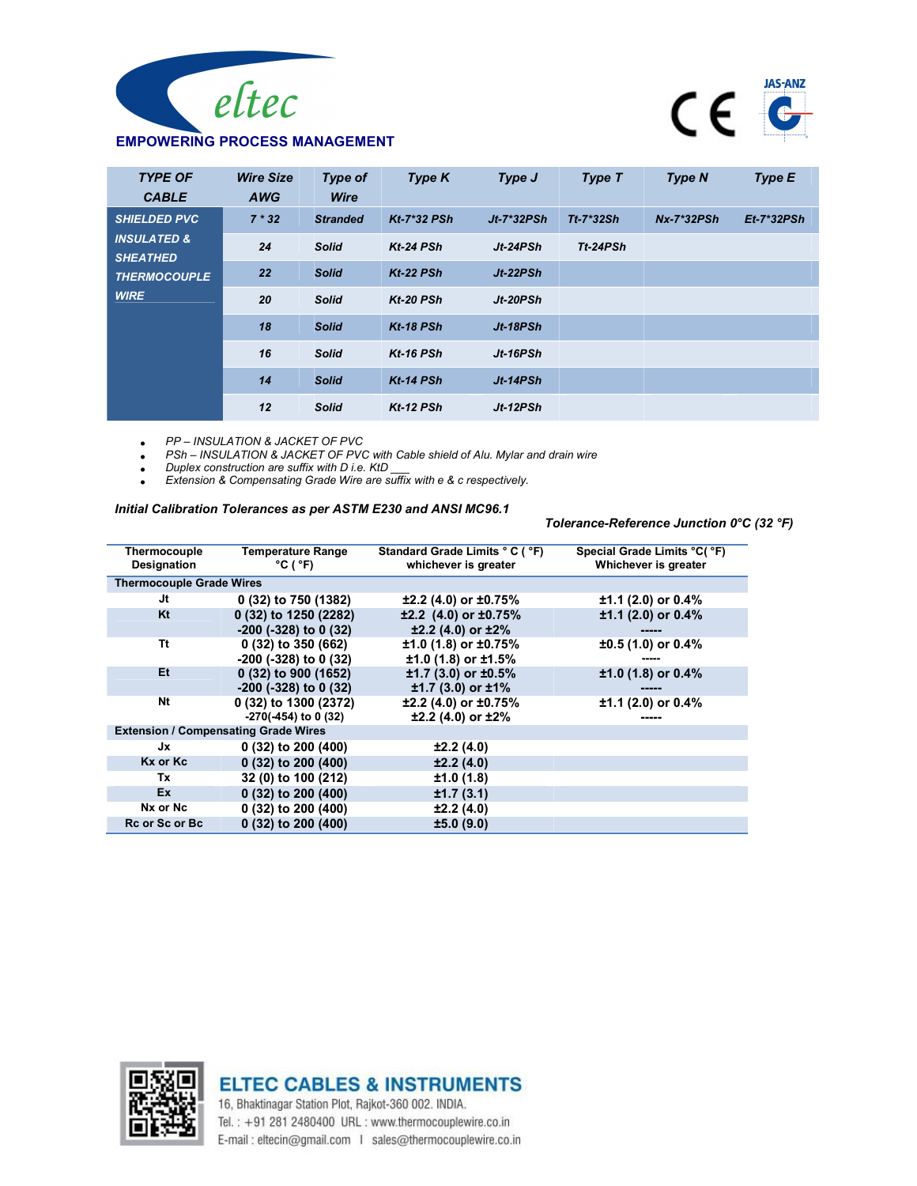eltec

EMPOWERING PROCESS MANAGEMENT

| TYPE OF CABLE | Wire Size AWG | Type of Wire | Type K | Type J | Type T | Type N | Type E |
|---|---|---|---|---|---|---|---|
| SHIELDED PVC INSULATED & SHEATHED THERMOCOUPLE WIRE | 7 * 32 | Stranded | Kt-7*32 PSh | Jt-7*32PSh | Tt-7*32Sh | Nx-7*32PSh | Et-7*32PSh |
| | 24 | Solid | Kt-24 PSh | Jt-24PSh | Tt-24PSh | | |
| | 22 | Solid | Kt-22 PSh | Jt-22PSh | | | |
| | 20 | Solid | Kt-20 PSh | Jt-20PSh | | | |
| | 18 | Solid | Kt-18 PSh | Jt-18PSh | | | |
| | 16 | Solid | Kt-16 PSh | Jt-16PSh | | | |
| | 14 | Solid | Kt-14 PSh | Jt-14PSh | | | |
| | 12 | Solid | Kt-12 PSh | Jt-12PSh | | | |

- *PP – INSULATION & JACKET OF PVC*
- *PSh – INSULATION & JACKET OF PVC with Cable shield of Alu. Mylar and drain wire*
- *Duplex construction are suffix with D i.e. KtD ___*
- *Extension & Compensating Grade Wire are suffix with e & c respectively.*

***Initial Calibration Tolerances as per ASTM E230 and ANSI MC96.1***

***Tolerance-Reference Junction 0°C (32 °F)***

| Thermocouple Designation | Temperature Range °C ( °F) | Standard Grade Limits ° C ( °F) whichever is greater | Special Grade Limits °C( °F) Whichever is greater |
|---|---|---|---|
| **Thermocouple Grade Wires** | | | |
| Jt | 0 (32) to 750 (1382) | ±2.2 (4.0) or ±0.75% | ±1.1 (2.0) or 0.4% |
| Kt | 0 (32) to 1250 (2282) | ±2.2 (4.0) or ±0.75% | ±1.1 (2.0) or 0.4% |
| | -200 (-328) to 0 (32) | ±2.2 (4.0) or ±2% | ----- |
| Tt | 0 (32) to 350 (662) | ±1.0 (1.8) or ±0.75% | ±0.5 (1.0) or 0.4% |
| | -200 (-328) to 0 (32) | ±1.0 (1.8) or ±1.5% | ----- |
| Et | 0 (32) to 900 (1652) | ±1.7 (3.0) or ±0.5% | ±1.0 (1.8) or 0.4% |
| | -200 (-328) to 0 (32) | ±1.7 (3.0) or ±1% | ----- |
| Nt | 0 (32) to 1300 (2372) | ±2.2 (4.0) or ±0.75% | ±1.1 (2.0) or 0.4% |
| | -270(-454) to 0 (32) | ±2.2 (4.0) or ±2% | ----- |
| **Extension / Compensating Grade Wires** | | | |
| Jx | 0 (32) to 200 (400) | ±2.2 (4.0) | |
| Kx or Kc | 0 (32) to 200 (400) | ±2.2 (4.0) | |
| Tx | 32 (0) to 100 (212) | ±1.0 (1.8) | |
| Ex | 0 (32) to 200 (400) | ±1.7 (3.1) | |
| Nx or Nc | 0 (32) to 200 (400) | ±2.2 (4.0) | |
| Rc or Sc or Bc | 0 (32) to 200 (400) | ±5.0 (9.0) | |

**ELTEC CABLES & INSTRUMENTS**

16, Bhaktinagar Station Plot, Rajkot-360 002. INDIA.

Tel. : +91 281 2480400 URL : www.thermocouplewire.co.in

E-mail : eltecin@gmail.com | sales@thermocouplewire.co.in